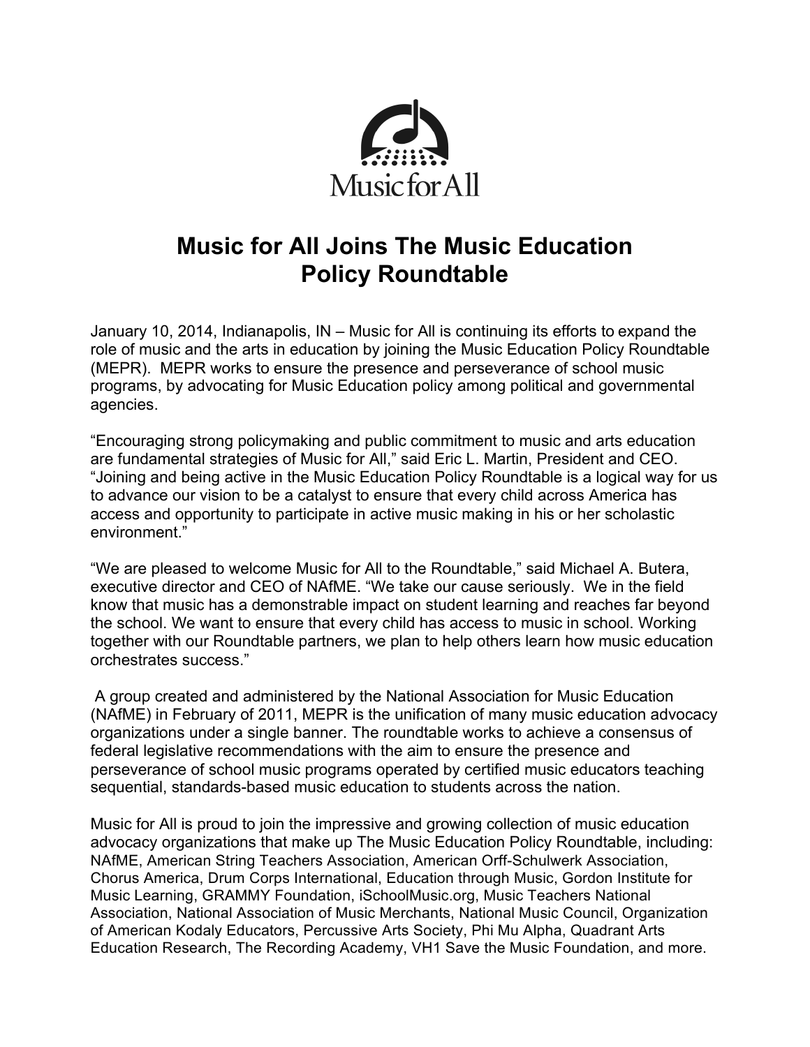Music for All

# Music for All Joins The Music Education Policy Roundtable

January 10, 2014, Indianapolis, IN – Music for All is continuing its efforts to expand the role of music and the arts in education by joining the Music Education Policy Roundtable (MEPR). MEPR works to ensure the presence and perseverance of school music programs, by advocating for Music Education policy among political and governmental agencies.

"Encouraging strong policymaking and public commitment to music and arts education are fundamental strategies of Music for All," said Eric L. Martin, President and CEO. "Joining and being active in the Music Education Policy Roundtable is a logical way for us to advance our vision to be a catalyst to ensure that every child across America has access and opportunity to participate in active music making in his or her scholastic environment."

"We are pleased to welcome Music for All to the Roundtable," said Michael A. Butera, executive director and CEO of NAfME. "We take our cause seriously. We in the field know that music has a demonstrable impact on student learning and reaches far beyond the school. We want to ensure that every child has access to music in school. Working together with our Roundtable partners, we plan to help others learn how music education orchestrates success."

A group created and administered by the National Association for Music Education (NAfME) in February of 2011, MEPR is the unification of many music education advocacy organizations under a single banner. The roundtable works to achieve a consensus of federal legislative recommendations with the aim to ensure the presence and perseverance of school music programs operated by certified music educators teaching sequential, standards-based music education to students across the nation.

Music for All is proud to join the impressive and growing collection of music education advocacy organizations that make up The Music Education Policy Roundtable, including: NAfME, American String Teachers Association, American Orff-Schulwerk Association, Chorus America, Drum Corps International, Education through Music, Gordon Institute for Music Learning, GRAMMY Foundation, iSchoolMusic.org, Music Teachers National Association, National Association of Music Merchants, National Music Council, Organization of American Kodaly Educators, Percussive Arts Society, Phi Mu Alpha, Quadrant Arts Education Research, The Recording Academy, VH1 Save the Music Foundation, and more.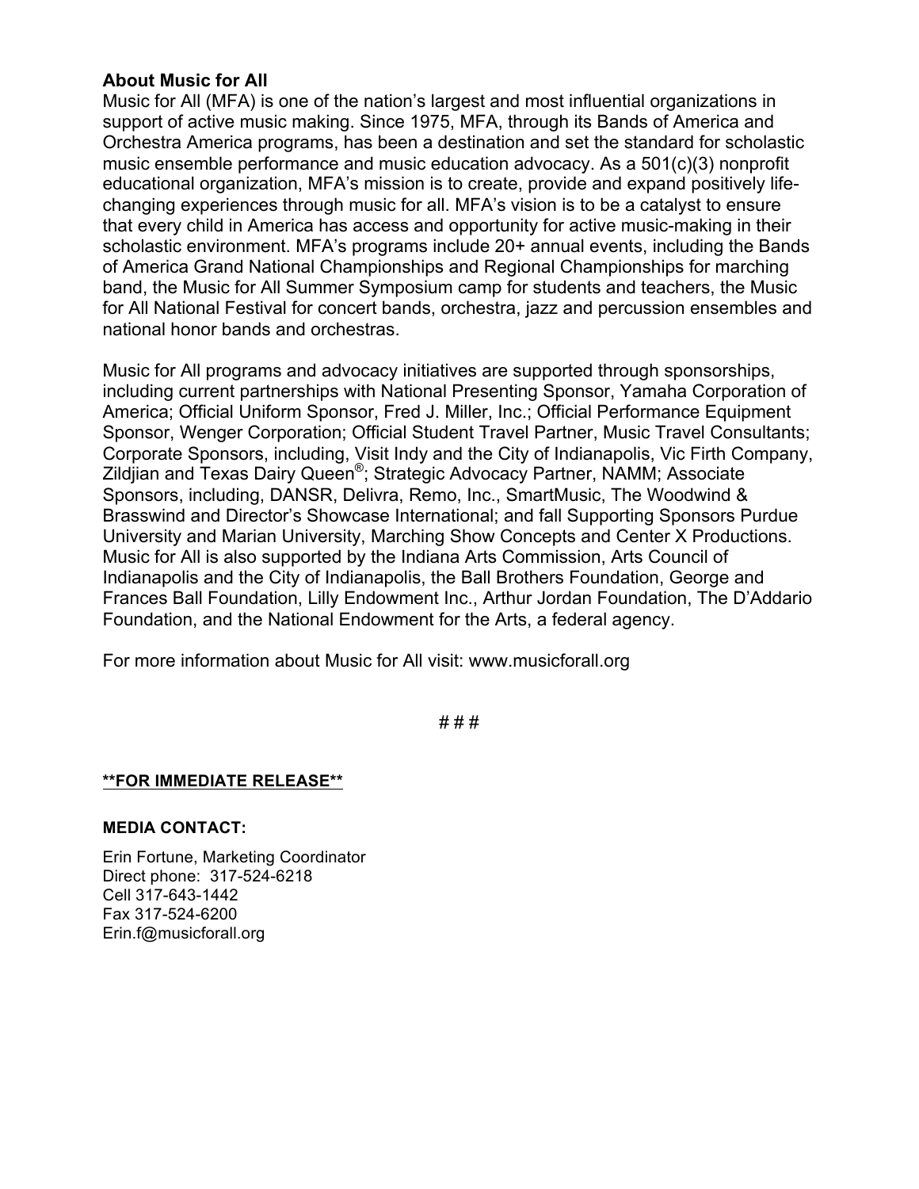**About Music for All**

Music for All (MFA) is one of the nation's largest and most influential organizations in support of active music making. Since 1975, MFA, through its Bands of America and Orchestra America programs, has been a destination and set the standard for scholastic music ensemble performance and music education advocacy. As a 501(c)(3) nonprofit educational organization, MFA's mission is to create, provide and expand positively life-changing experiences through music for all. MFA's vision is to be a catalyst to ensure that every child in America has access and opportunity for active music-making in their scholastic environment. MFA's programs include 20+ annual events, including the Bands of America Grand National Championships and Regional Championships for marching band, the Music for All Summer Symposium camp for students and teachers, the Music for All National Festival for concert bands, orchestra, jazz and percussion ensembles and national honor bands and orchestras.

Music for All programs and advocacy initiatives are supported through sponsorships, including current partnerships with National Presenting Sponsor, Yamaha Corporation of America; Official Uniform Sponsor, Fred J. Miller, Inc.; Official Performance Equipment Sponsor, Wenger Corporation; Official Student Travel Partner, Music Travel Consultants; Corporate Sponsors, including, Visit Indy and the City of Indianapolis, Vic Firth Company, Zildjian and Texas Dairy Queen®; Strategic Advocacy Partner, NAMM; Associate Sponsors, including, DANSR, Delivra, Remo, Inc., SmartMusic, The Woodwind & Brasswind and Director's Showcase International; and fall Supporting Sponsors Purdue University and Marian University, Marching Show Concepts and Center X Productions. Music for All is also supported by the Indiana Arts Commission, Arts Council of Indianapolis and the City of Indianapolis, the Ball Brothers Foundation, George and Frances Ball Foundation, Lilly Endowment Inc., Arthur Jordan Foundation, The D'Addario Foundation, and the National Endowment for the Arts, a federal agency.

For more information about Music for All visit: www.musicforall.org

# # #

**\*\*FOR IMMEDIATE RELEASE\*\***

**MEDIA CONTACT:**

Erin Fortune, Marketing Coordinator
Direct phone: 317-524-6218
Cell 317-643-1442
Fax 317-524-6200
Erin.f@musicforall.org